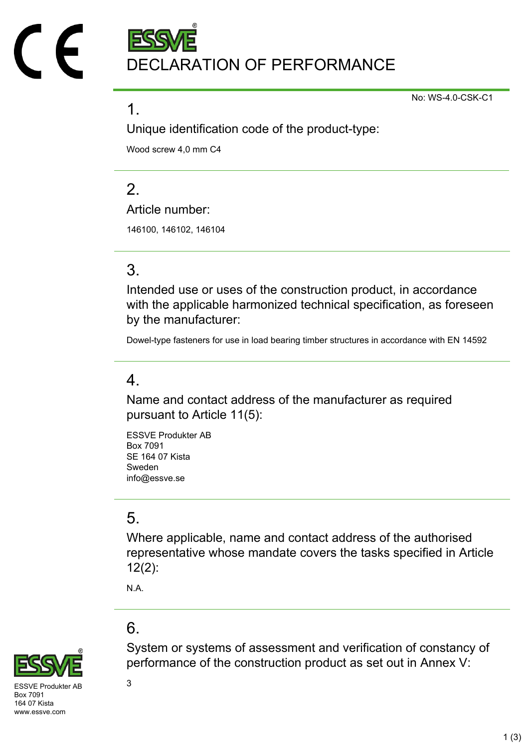# DECLARATION OF PERFORMANCE

No: WS-4.0-CSK-C1

## 1.

### Unique identification code of the product-type:

Wood screw 4,0 mm C4

## 2.

### Article number:

146100, 146102, 146104

## 3.

### Intended use or uses of the construction product, in accordance with the applicable harmonized technical specification, as foreseen by the manufacturer:

Dowel-type fasteners for use in load bearing timber structures in accordance with EN 14592

## 4.

### Name and contact address of the manufacturer as required pursuant to Article 11(5):

ESSVE Produkter AB
Box 7091
SE 164 07 Kista
Sweden
info@essve.se

## 5.

### Where applicable, name and contact address of the authorised representative whose mandate covers the tasks specified in Article 12(2):

N.A.

## 6.

### System or systems of assessment and verification of constancy of performance of the construction product as set out in Annex V:

3

ESSVE Produkter AB
Box 7091
164 07 Kista
www.essve.com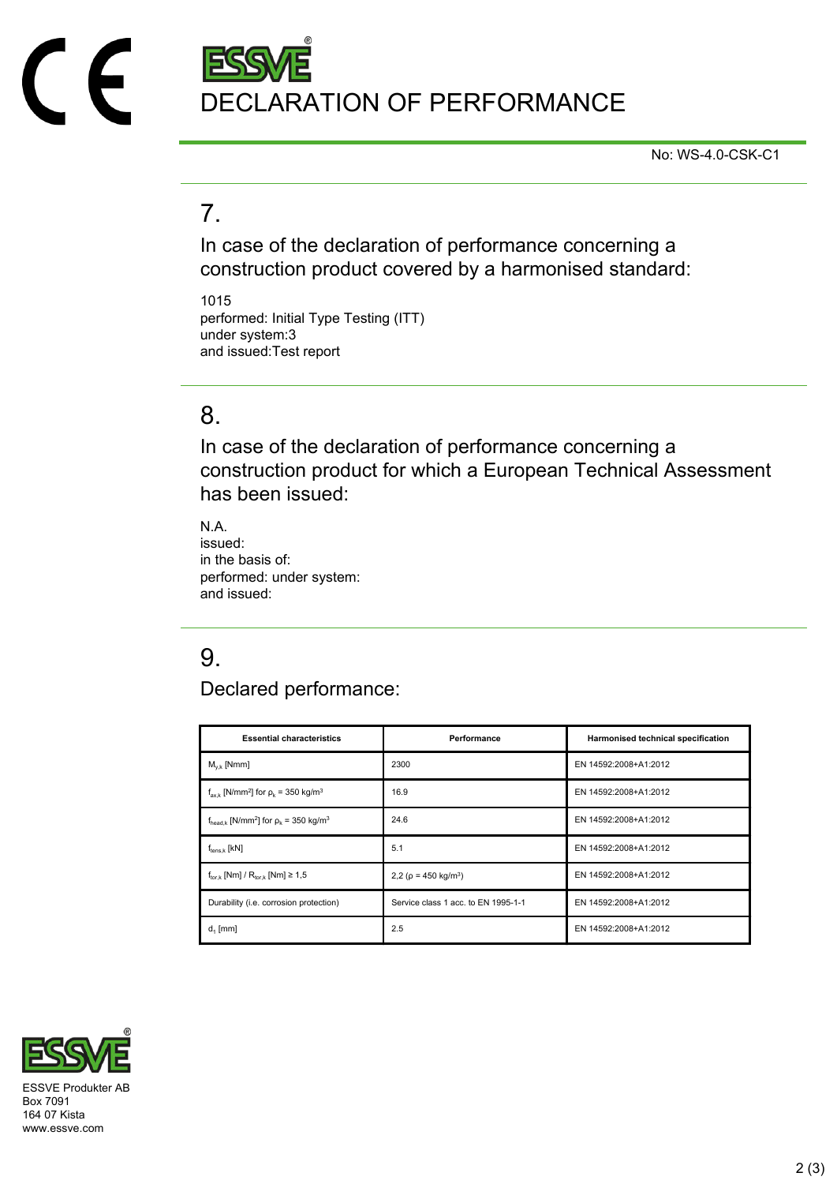# DECLARATION OF PERFORMANCE

No: WS-4.0-CSK-C1

## 7.

In case of the declaration of performance concerning a construction product covered by a harmonised standard:

1015
performed: Initial Type Testing (ITT)
under system:3
and issued:Test report

## 8.

In case of the declaration of performance concerning a construction product for which a European Technical Assessment has been issued:

N.A.
issued:
in the basis of:
performed: under system:
and issued:

## 9.

Declared performance:

| Essential characteristics | Performance | Harmonised technical specification |
|---|---|---|
| $M_{y,k}$ [Nmm] | 2300 | EN 14592:2008+A1:2012 |
| $f_{ax,k}$ [N/mm²] for $\rho_k$ = 350 kg/m³ | 16.9 | EN 14592:2008+A1:2012 |
| $f_{head,k}$ [N/mm²] for $\rho_k$ = 350 kg/m³ | 24.6 | EN 14592:2008+A1:2012 |
| $f_{tens,k}$ [kN] | 5.1 | EN 14592:2008+A1:2012 |
| $f_{tor,k}$ [Nm] / $R_{tor,k}$ [Nm] ≥ 1,5 | 2,2 (ρ = 450 kg/m³) | EN 14592:2008+A1:2012 |
| Durability (i.e. corrosion protection) | Service class 1 acc. to EN 1995-1-1 | EN 14592:2008+A1:2012 |
| $d_1$ [mm] | 2.5 | EN 14592:2008+A1:2012 |

ESSVE Produkter AB
Box 7091
164 07 Kista
www.essve.com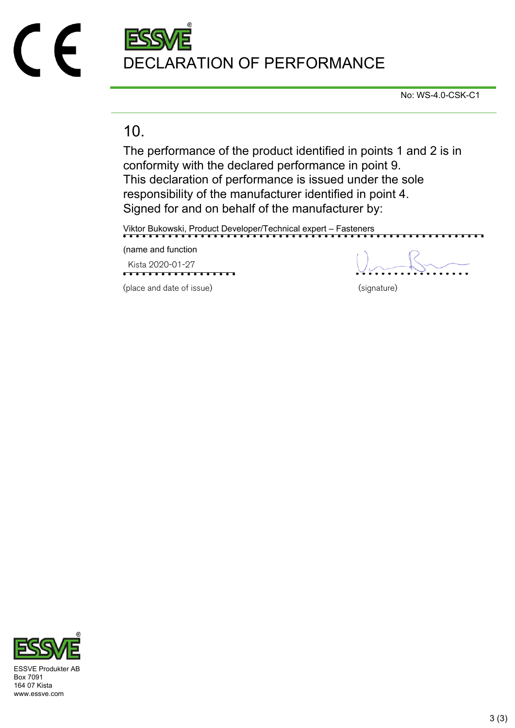# DECLARATION OF PERFORMANCE

No: WS-4.0-CSK-C1

## 10.

The performance of the product identified in points 1 and 2 is in conformity with the declared performance in point 9.
This declaration of performance is issued under the sole responsibility of the manufacturer identified in point 4.
Signed for and on behalf of the manufacturer by:

Viktor Bukowski, Product Developer/Technical expert – Fasteners

(name and function

Kista 2020-01-27

(place and date of issue)

(signature)

ESSVE Produkter AB
Box 7091
164 07 Kista
www.essve.com